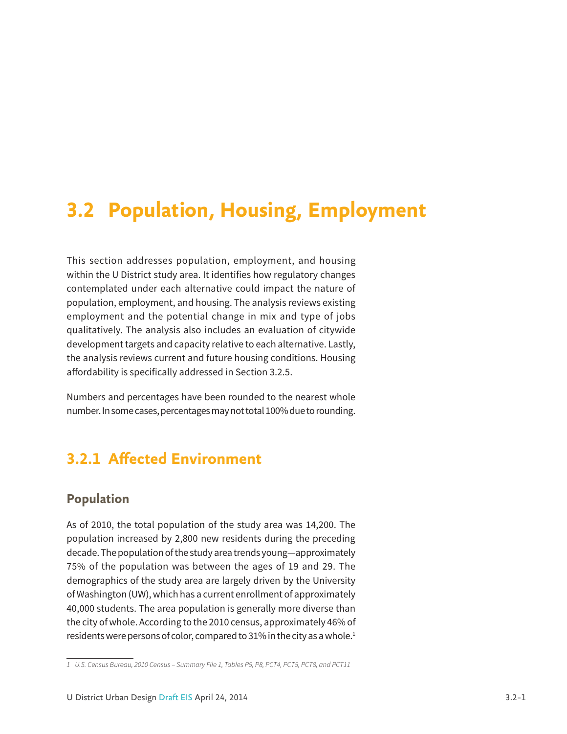# 3.2 Population, Housing, Employment

This section addresses population, employment, and housing within the U District study area. It identifies how regulatory changes contemplated under each alternative could impact the nature of population, employment, and housing. The analysis reviews existing employment and the potential change in mix and type of jobs qualitatively. The analysis also includes an evaluation of citywide development targets and capacity relative to each alternative. Lastly, the analysis reviews current and future housing conditions. Housing affordability is specifically addressed in Section 3.2.5.

Numbers and percentages have been rounded to the nearest whole number. In some cases, percentages may not total 100% due to rounding.

## 3.2.1 Affected Environment

### Population

As of 2010, the total population of the study area was 14,200. The population increased by 2,800 new residents during the preceding decade. The population of the study area trends young—approximately 75% of the population was between the ages of 19 and 29. The demographics of the study area are largely driven by the University of Washington (UW), which has a current enrollment of approximately 40,000 students. The area population is generally more diverse than the city of whole. According to the 2010 census, approximately 46% of residents were persons of color, compared to 31% in the city as a whole.[1]

[1] *U.S. Census Bureau, 2010 Census – Summary File 1, Tables P5, P8, PCT4, PCT5, PCT8, and PCT11*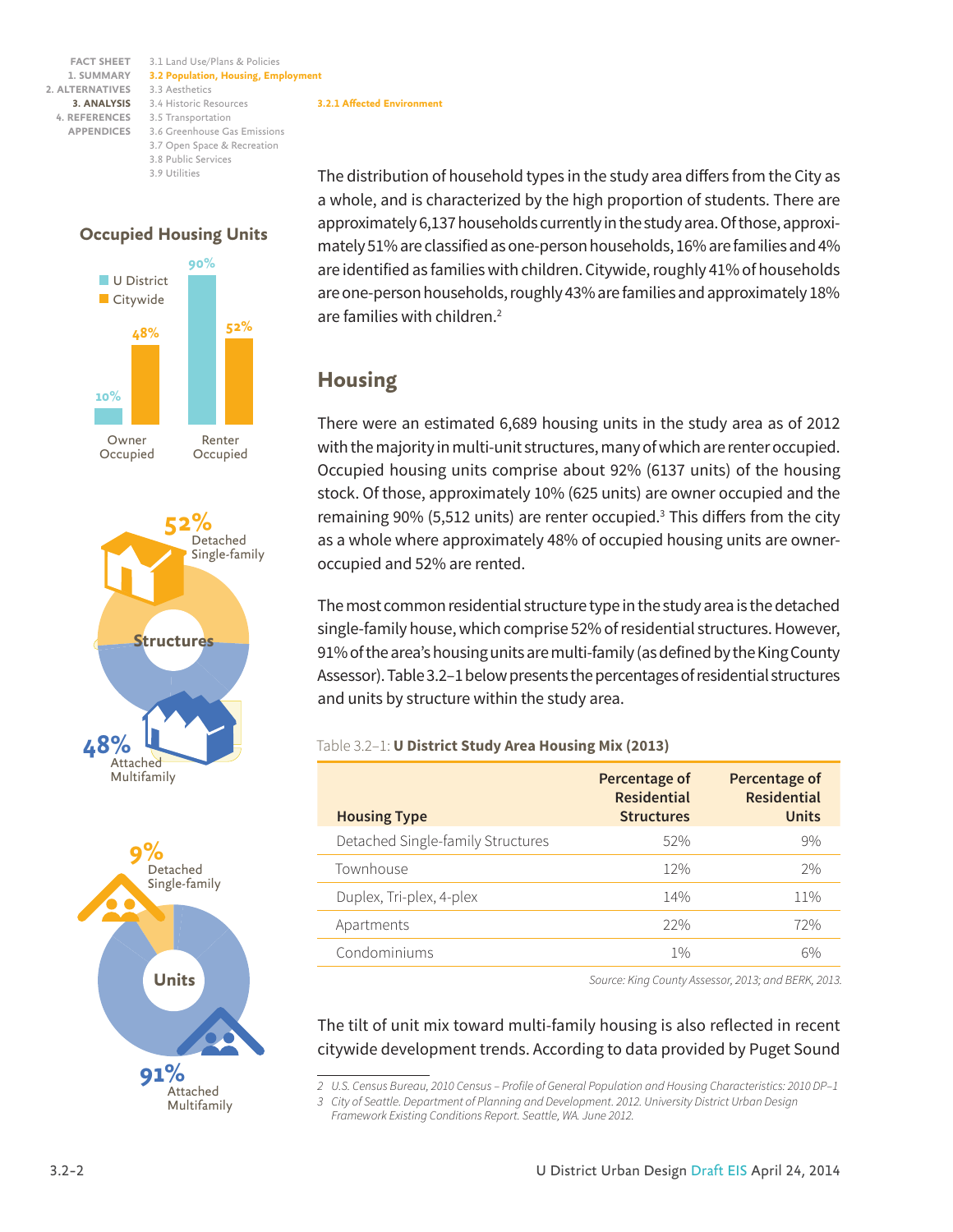### 3.2.1 Affected Environment

The distribution of household types in the study area differs from the City as a whole, and is characterized by the high proportion of students. There are approximately 6,137 households currently in the study area. Of those, approximately 51% are classified as one-person households, 16% are families and 4% are identified as families with children. Citywide, roughly 41% of households are one-person households, roughly 43% are families and approximately 18% are families with children.[2]

#### Occupied Housing Units

| | U District | Citywide |
|---|---|---|
| Owner Occupied | 10% | 48% |
| Renter Occupied | 90% | 52% |

**Structures**

- 52% Detached Single-family
- 48% Attached Multifamily

**Units**

- 9% Detached Single-family
- 91% Attached Multifamily

## Housing

There were an estimated 6,689 housing units in the study area as of 2012 with the majority in multi-unit structures, many of which are renter occupied. Occupied housing units comprise about 92% (6137 units) of the housing stock. Of those, approximately 10% (625 units) are owner occupied and the remaining 90% (5,512 units) are renter occupied.[3] This differs from the city as a whole where approximately 48% of occupied housing units are owner-occupied and 52% are rented.

The most common residential structure type in the study area is the detached single-family house, which comprise 52% of residential structures. However, 91% of the area's housing units are multi-family (as defined by the King County Assessor). Table 3.2–1 below presents the percentages of residential structures and units by structure within the study area.

Table 3.2–1: **U District Study Area Housing Mix (2013)**

| Housing Type | Percentage of Residential Structures | Percentage of Residential Units |
|---|---|---|
| Detached Single-family Structures | 52% | 9% |
| Townhouse | 12% | 2% |
| Duplex, Tri-plex, 4-plex | 14% | 11% |
| Apartments | 22% | 72% |
| Condominiums | 1% | 6% |

*Source: King County Assessor, 2013; and BERK, 2013.*

The tilt of unit mix toward multi-family housing is also reflected in recent citywide development trends. According to data provided by Puget Sound

2 *U.S. Census Bureau, 2010 Census – Profile of General Population and Housing Characteristics: 2010 DP–1*

3 *City of Seattle. Department of Planning and Development. 2012. University District Urban Design Framework Existing Conditions Report. Seattle, WA. June 2012.*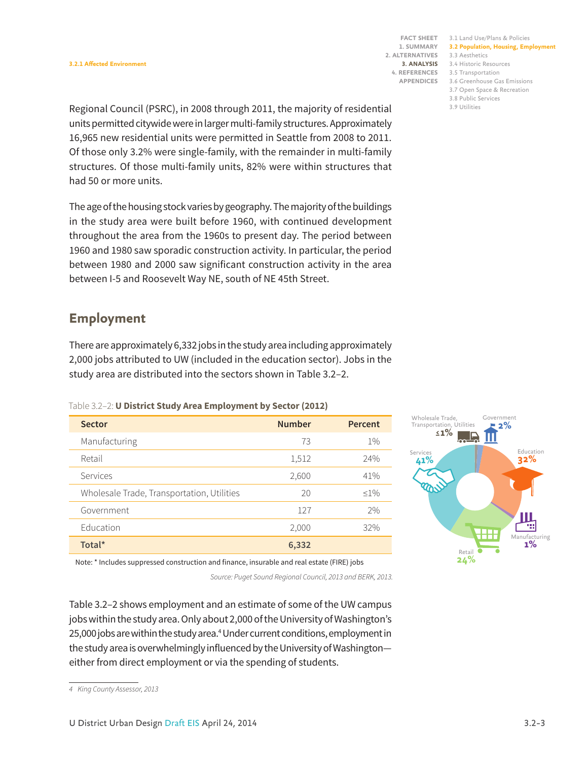Regional Council (PSRC), in 2008 through 2011, the majority of residential units permitted citywide were in larger multi-family structures. Approximately 16,965 new residential units were permitted in Seattle from 2008 to 2011. Of those only 3.2% were single-family, with the remainder in multi-family structures. Of those multi-family units, 82% were within structures that had 50 or more units.

The age of the housing stock varies by geography. The majority of the buildings in the study area were built before 1960, with continued development throughout the area from the 1960s to present day. The period between 1960 and 1980 saw sporadic construction activity. In particular, the period between 1980 and 2000 saw significant construction activity in the area between I-5 and Roosevelt Way NE, south of NE 45th Street.

## Employment

There are approximately 6,332 jobs in the study area including approximately 2,000 jobs attributed to UW (included in the education sector). Jobs in the study area are distributed into the sectors shown in Table 3.2–2.

Table 3.2–2: **U District Study Area Employment by Sector (2012)**

| Sector | Number | Percent |
|---|---|---|
| Manufacturing | 73 | 1% |
| Retail | 1,512 | 24% |
| Services | 2,600 | 41% |
| Wholesale Trade, Transportation, Utilities | 20 | ≤1% |
| Government | 127 | 2% |
| Education | 2,000 | 32% |
| **Total*** | **6,332** | |

Note: * Includes suppressed construction and finance, insurable and real estate (FIRE) jobs

*Source: Puget Sound Regional Council, 2013 and BERK, 2013.*

Table 3.2–2 shows employment and an estimate of some of the UW campus jobs within the study area. Only about 2,000 of the University of Washington's 25,000 jobs are within the study area.[4] Under current conditions, employment in the study area is overwhelmingly influenced by the University of Washington—either from direct employment or via the spending of students.

4 *King County Assessor, 2013*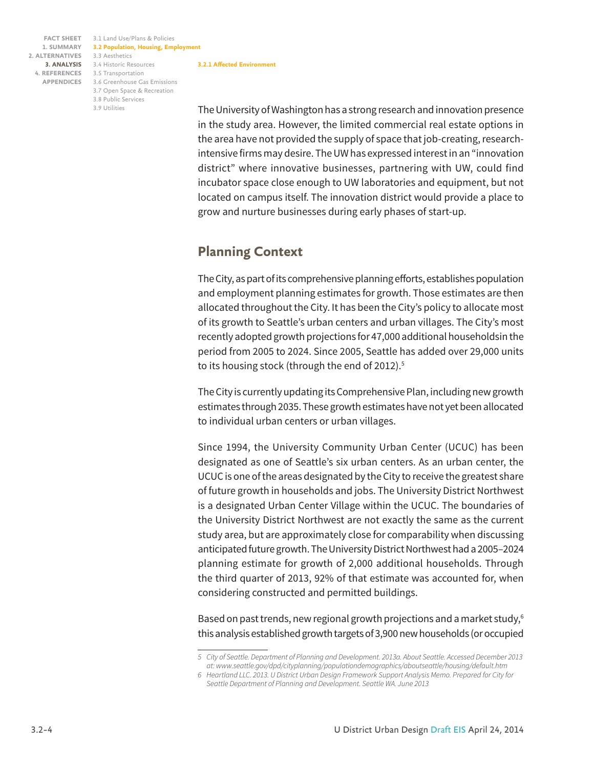The University of Washington has a strong research and innovation presence in the study area. However, the limited commercial real estate options in the area have not provided the supply of space that job-creating, research-intensive firms may desire. The UW has expressed interest in an "innovation district" where innovative businesses, partnering with UW, could find incubator space close enough to UW laboratories and equipment, but not located on campus itself. The innovation district would provide a place to grow and nurture businesses during early phases of start-up.

## Planning Context

The City, as part of its comprehensive planning efforts, establishes population and employment planning estimates for growth. Those estimates are then allocated throughout the City. It has been the City's policy to allocate most of its growth to Seattle's urban centers and urban villages. The City's most recently adopted growth projections for 47,000 additional householdsin the period from 2005 to 2024. Since 2005, Seattle has added over 29,000 units to its housing stock (through the end of 2012).[5]

The City is currently updating its Comprehensive Plan, including new growth estimates through 2035. These growth estimates have not yet been allocated to individual urban centers or urban villages.

Since 1994, the University Community Urban Center (UCUC) has been designated as one of Seattle's six urban centers. As an urban center, the UCUC is one of the areas designated by the City to receive the greatest share of future growth in households and jobs. The University District Northwest is a designated Urban Center Village within the UCUC. The boundaries of the University District Northwest are not exactly the same as the current study area, but are approximately close for comparability when discussing anticipated future growth. The University District Northwest had a 2005–2024 planning estimate for growth of 2,000 additional households. Through the third quarter of 2013, 92% of that estimate was accounted for, when considering constructed and permitted buildings.

Based on past trends, new regional growth projections and a market study,[6] this analysis established growth targets of 3,900 new households (or occupied

---

5 *City of Seattle. Department of Planning and Development. 2013a. About Seattle. Accessed December 2013 at: www.seattle.gov/dpd/cityplanning/populationdemographics/aboutseattle/housing/default.htm*

6 *Heartland LLC. 2013. U District Urban Design Framework Support Analysis Memo. Prepared for City for Seattle Department of Planning and Development. Seattle WA. June 2013*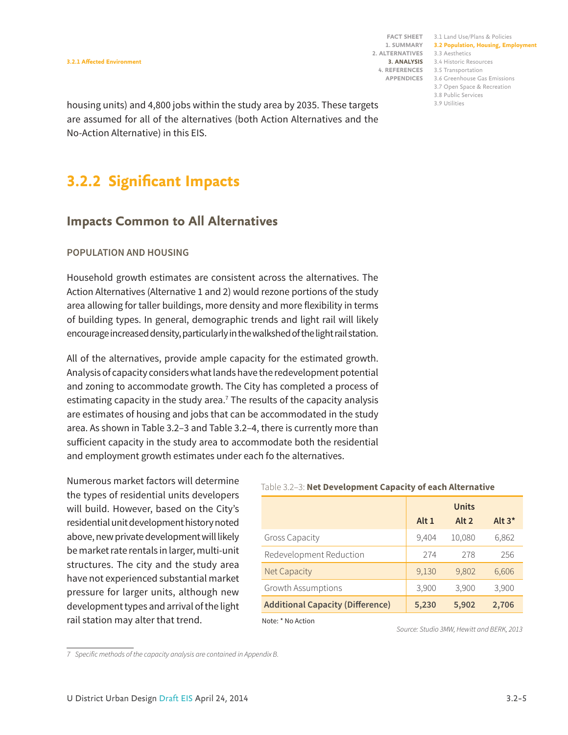housing units) and 4,800 jobs within the study area by 2035. These targets are assumed for all of the alternatives (both Action Alternatives and the No-Action Alternative) in this EIS.

## 3.2.2 Significant Impacts

### Impacts Common to All Alternatives

#### POPULATION AND HOUSING

Household growth estimates are consistent across the alternatives. The Action Alternatives (Alternative 1 and 2) would rezone portions of the study area allowing for taller buildings, more density and more flexibility in terms of building types. In general, demographic trends and light rail will likely encourage increased density, particularly in the walkshed of the light rail station.

All of the alternatives, provide ample capacity for the estimated growth. Analysis of capacity considers what lands have the redevelopment potential and zoning to accommodate growth. The City has completed a process of estimating capacity in the study area.[7] The results of the capacity analysis are estimates of housing and jobs that can be accommodated in the study area. As shown in Table 3.2–3 and Table 3.2–4, there is currently more than sufficient capacity in the study area to accommodate both the residential and employment growth estimates under each fo the alternatives.

Numerous market factors will determine the types of residential units developers will build. However, based on the City's residential unit development history noted above, new private development will likely be market rate rentals in larger, multi-unit structures. The city and the study area have not experienced substantial market pressure for larger units, although new development types and arrival of the light rail station may alter that trend.

Table 3.2–3: **Net Development Capacity of each Alternative**

| | Units | | |
|---|---|---|---|
| | Alt 1 | Alt 2 | Alt 3* |
| Gross Capacity | 9,404 | 10,080 | 6,862 |
| Redevelopment Reduction | 274 | 278 | 256 |
| Net Capacity | 9,130 | 9,802 | 6,606 |
| Growth Assumptions | 3,900 | 3,900 | 3,900 |
| **Additional Capacity (Difference)** | **5,230** | **5,902** | **2,706** |

Note: * No Action

*Source: Studio 3MW, Hewitt and BERK, 2013*

7 *Specific methods of the capacity analysis are contained in Appendix B.*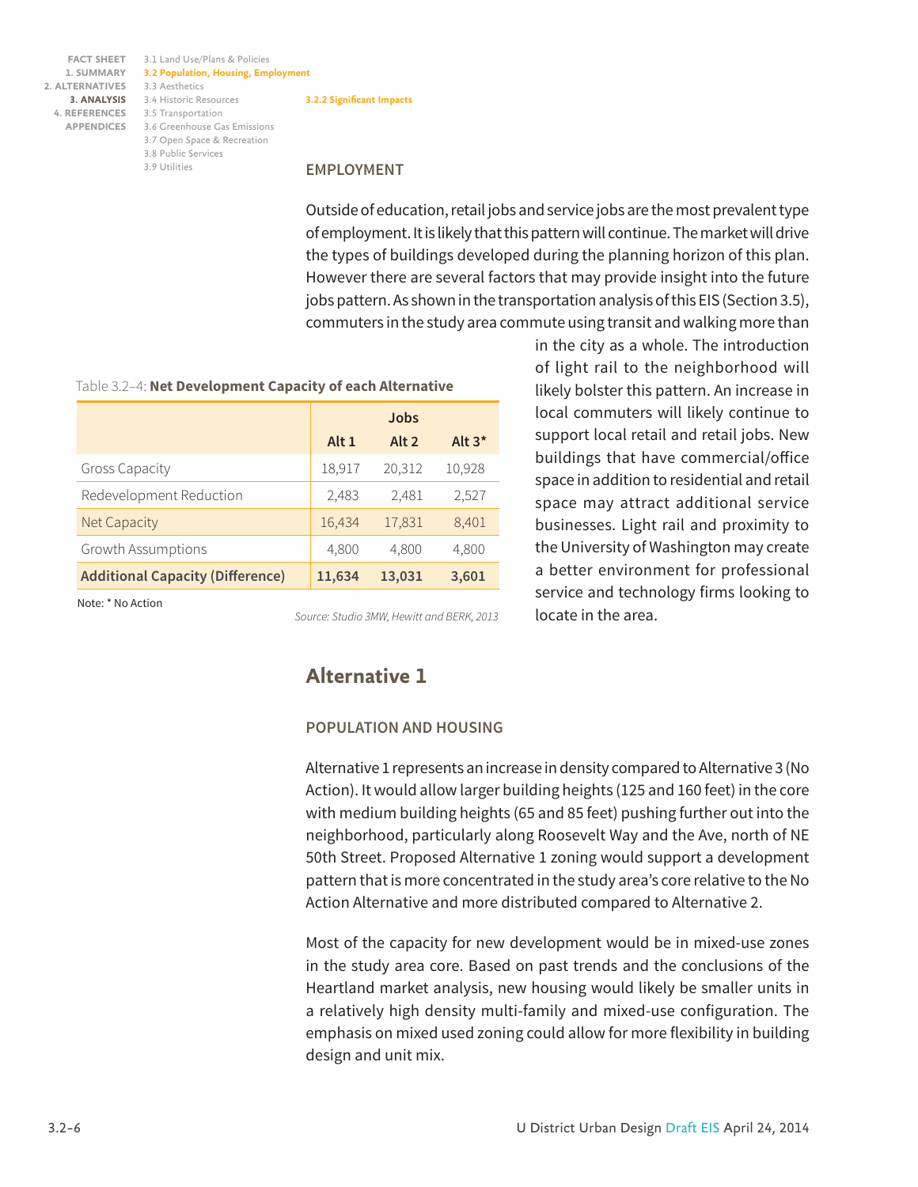### 3.2.2 Significant Impacts

#### EMPLOYMENT

Outside of education, retail jobs and service jobs are the most prevalent type of employment. It is likely that this pattern will continue. The market will drive the types of buildings developed during the planning horizon of this plan. However there are several factors that may provide insight into the future jobs pattern. As shown in the transportation analysis of this EIS (Section 3.5), commuters in the study area commute using transit and walking more than in the city as a whole. The introduction of light rail to the neighborhood will likely bolster this pattern. An increase in local commuters will likely continue to support local retail and retail jobs. New buildings that have commercial/office space in addition to residential and retail space may attract additional service businesses. Light rail and proximity to the University of Washington may create a better environment for professional service and technology firms looking to locate in the area.

Table 3.2–4: **Net Development Capacity of each Alternative**

| | Jobs | | |
|---|---|---|---|
| | Alt 1 | Alt 2 | Alt 3* |
| Gross Capacity | 18,917 | 20,312 | 10,928 |
| Redevelopment Reduction | 2,483 | 2,481 | 2,527 |
| Net Capacity | 16,434 | 17,831 | 8,401 |
| Growth Assumptions | 4,800 | 4,800 | 4,800 |
| **Additional Capacity (Difference)** | **11,634** | **13,031** | **3,601** |

Note: * No Action

*Source: Studio 3MW, Hewitt and BERK, 2013*

## Alternative 1

#### POPULATION AND HOUSING

Alternative 1 represents an increase in density compared to Alternative 3 (No Action). It would allow larger building heights (125 and 160 feet) in the core with medium building heights (65 and 85 feet) pushing further out into the neighborhood, particularly along Roosevelt Way and the Ave, north of NE 50th Street. Proposed Alternative 1 zoning would support a development pattern that is more concentrated in the study area's core relative to the No Action Alternative and more distributed compared to Alternative 2.

Most of the capacity for new development would be in mixed-use zones in the study area core. Based on past trends and the conclusions of the Heartland market analysis, new housing would likely be smaller units in a relatively high density multi-family and mixed-use configuration. The emphasis on mixed used zoning could allow for more flexibility in building design and unit mix.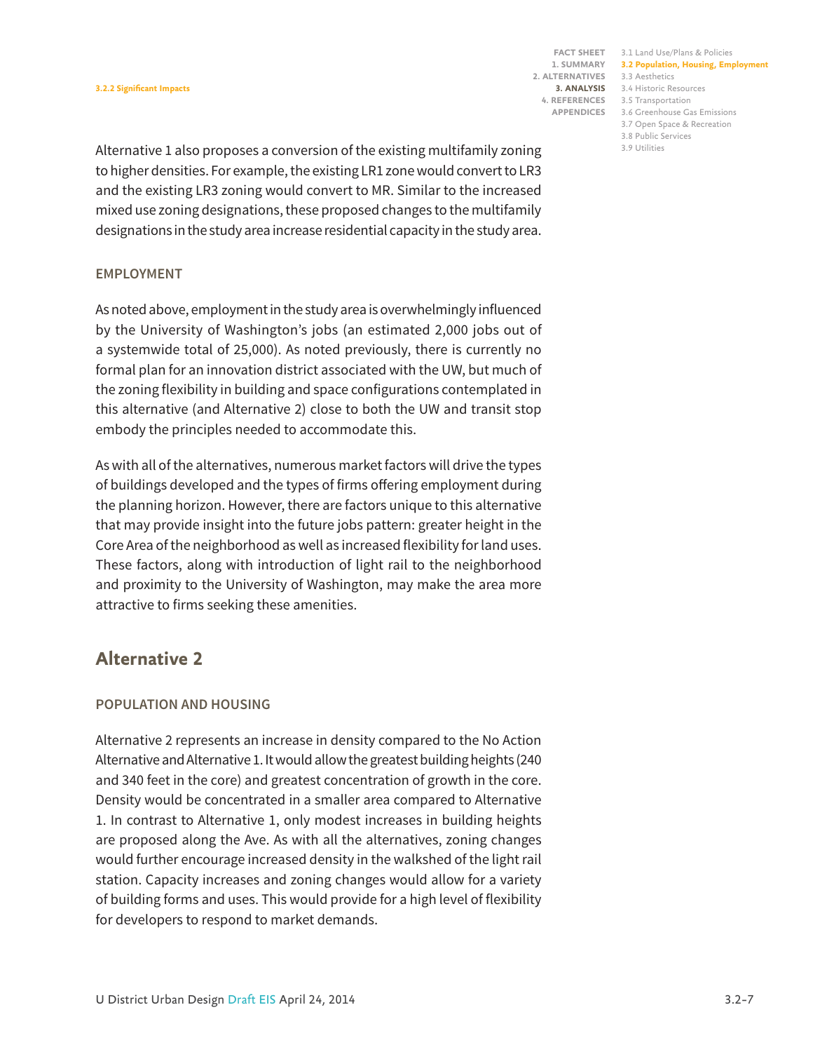Alternative 1 also proposes a conversion of the existing multifamily zoning to higher densities. For example, the existing LR1 zone would convert to LR3 and the existing LR3 zoning would convert to MR. Similar to the increased mixed use zoning designations, these proposed changes to the multifamily designations in the study area increase residential capacity in the study area.

### EMPLOYMENT

As noted above, employment in the study area is overwhelmingly influenced by the University of Washington's jobs (an estimated 2,000 jobs out of a systemwide total of 25,000). As noted previously, there is currently no formal plan for an innovation district associated with the UW, but much of the zoning flexibility in building and space configurations contemplated in this alternative (and Alternative 2) close to both the UW and transit stop embody the principles needed to accommodate this.

As with all of the alternatives, numerous market factors will drive the types of buildings developed and the types of firms offering employment during the planning horizon. However, there are factors unique to this alternative that may provide insight into the future jobs pattern: greater height in the Core Area of the neighborhood as well as increased flexibility for land uses. These factors, along with introduction of light rail to the neighborhood and proximity to the University of Washington, may make the area more attractive to firms seeking these amenities.

## Alternative 2

### POPULATION AND HOUSING

Alternative 2 represents an increase in density compared to the No Action Alternative and Alternative 1. It would allow the greatest building heights (240 and 340 feet in the core) and greatest concentration of growth in the core. Density would be concentrated in a smaller area compared to Alternative 1. In contrast to Alternative 1, only modest increases in building heights are proposed along the Ave. As with all the alternatives, zoning changes would further encourage increased density in the walkshed of the light rail station. Capacity increases and zoning changes would allow for a variety of building forms and uses. This would provide for a high level of flexibility for developers to respond to market demands.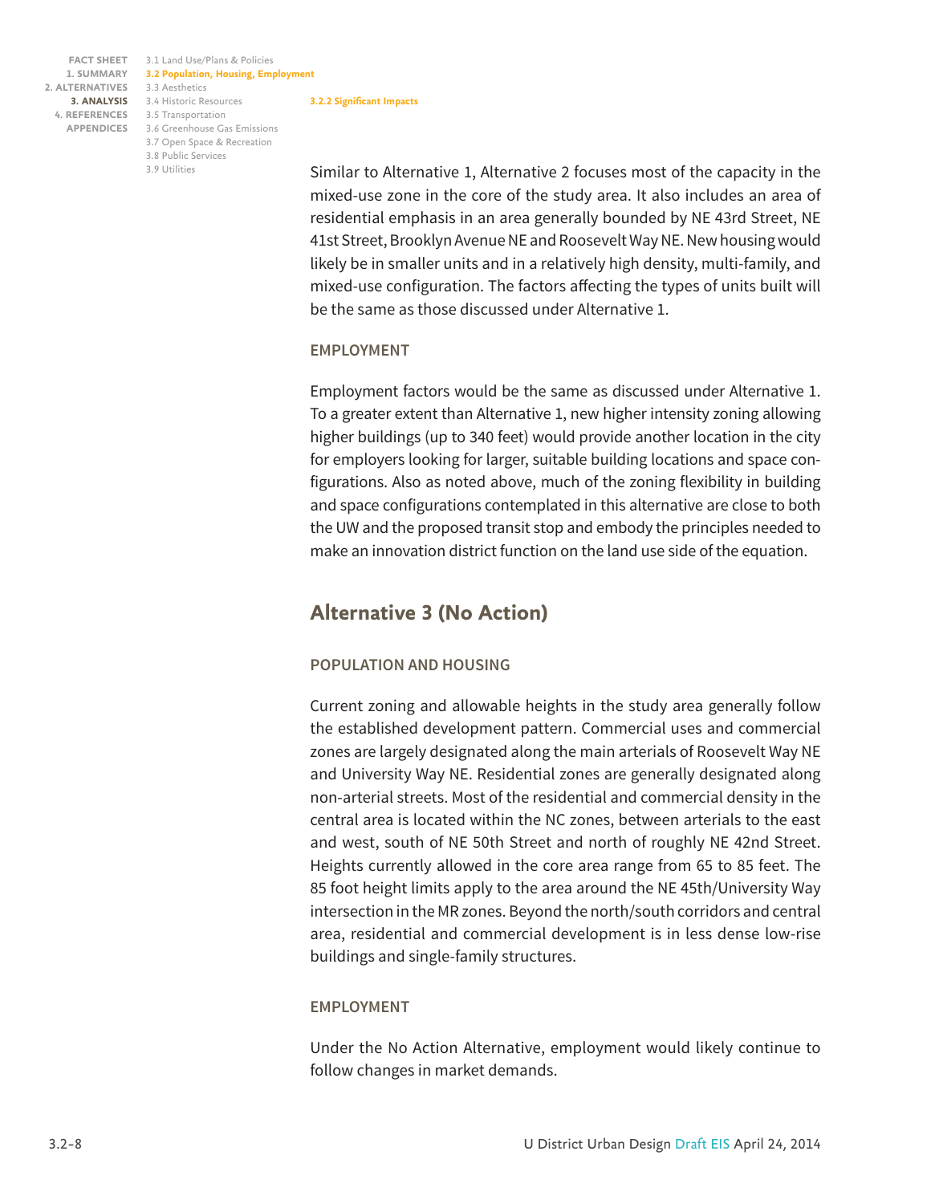Similar to Alternative 1, Alternative 2 focuses most of the capacity in the mixed-use zone in the core of the study area. It also includes an area of residential emphasis in an area generally bounded by NE 43rd Street, NE 41st Street, Brooklyn Avenue NE and Roosevelt Way NE. New housing would likely be in smaller units and in a relatively high density, multi-family, and mixed-use configuration. The factors affecting the types of units built will be the same as those discussed under Alternative 1.

#### EMPLOYMENT

Employment factors would be the same as discussed under Alternative 1. To a greater extent than Alternative 1, new higher intensity zoning allowing higher buildings (up to 340 feet) would provide another location in the city for employers looking for larger, suitable building locations and space configurations. Also as noted above, much of the zoning flexibility in building and space configurations contemplated in this alternative are close to both the UW and the proposed transit stop and embody the principles needed to make an innovation district function on the land use side of the equation.

### Alternative 3 (No Action)

#### POPULATION AND HOUSING

Current zoning and allowable heights in the study area generally follow the established development pattern. Commercial uses and commercial zones are largely designated along the main arterials of Roosevelt Way NE and University Way NE. Residential zones are generally designated along non-arterial streets. Most of the residential and commercial density in the central area is located within the NC zones, between arterials to the east and west, south of NE 50th Street and north of roughly NE 42nd Street. Heights currently allowed in the core area range from 65 to 85 feet. The 85 foot height limits apply to the area around the NE 45th/University Way intersection in the MR zones. Beyond the north/south corridors and central area, residential and commercial development is in less dense low-rise buildings and single-family structures.

#### EMPLOYMENT

Under the No Action Alternative, employment would likely continue to follow changes in market demands.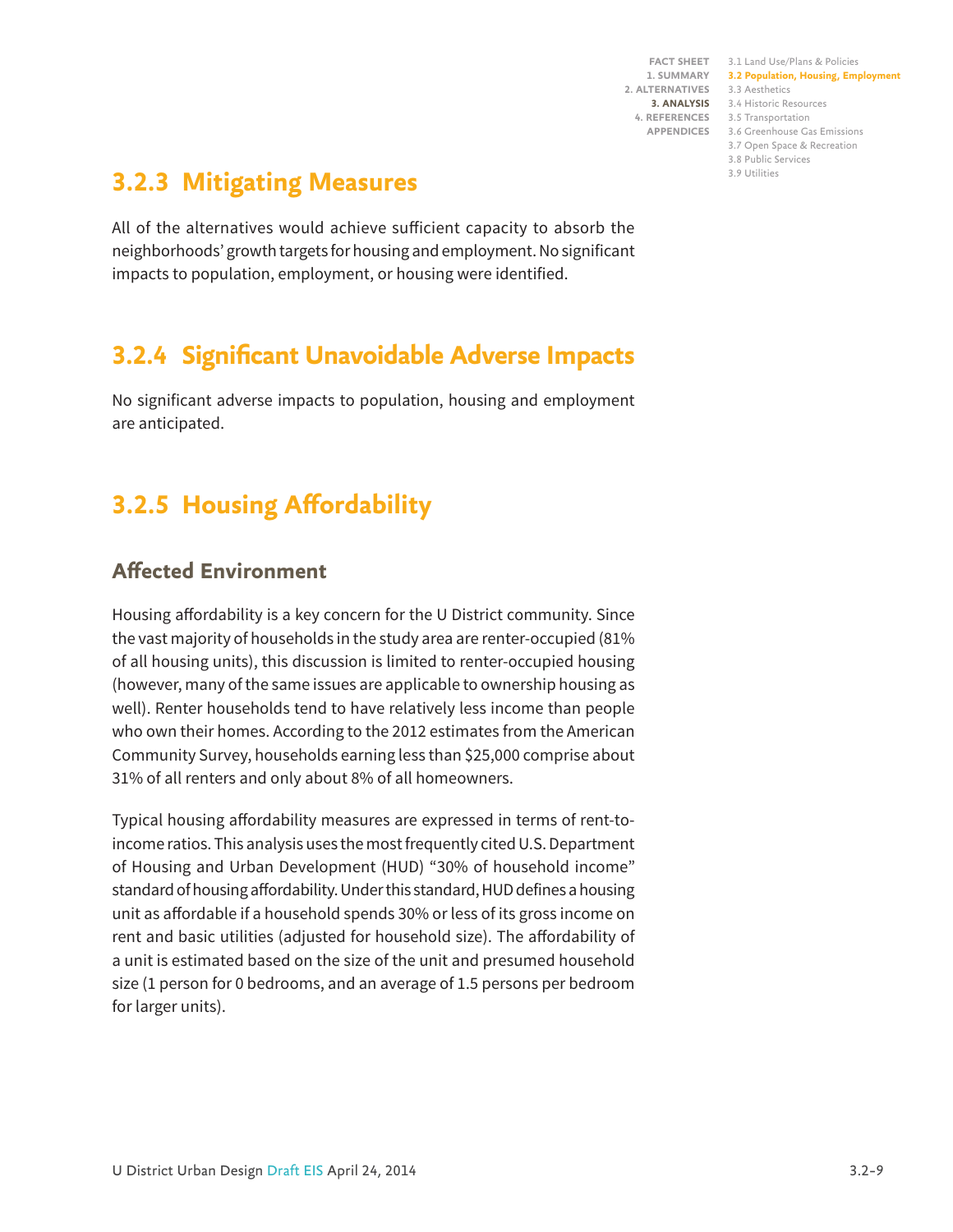## 3.2.3 Mitigating Measures

All of the alternatives would achieve sufficient capacity to absorb the neighborhoods' growth targets for housing and employment. No significant impacts to population, employment, or housing were identified.

## 3.2.4 Significant Unavoidable Adverse Impacts

No significant adverse impacts to population, housing and employment are anticipated.

## 3.2.5 Housing Affordability

### Affected Environment

Housing affordability is a key concern for the U District community. Since the vast majority of households in the study area are renter-occupied (81% of all housing units), this discussion is limited to renter-occupied housing (however, many of the same issues are applicable to ownership housing as well). Renter households tend to have relatively less income than people who own their homes. According to the 2012 estimates from the American Community Survey, households earning less than $25,000 comprise about 31% of all renters and only about 8% of all homeowners.

Typical housing affordability measures are expressed in terms of rent-to-income ratios. This analysis uses the most frequently cited U.S. Department of Housing and Urban Development (HUD) "30% of household income" standard of housing affordability. Under this standard, HUD defines a housing unit as affordable if a household spends 30% or less of its gross income on rent and basic utilities (adjusted for household size). The affordability of a unit is estimated based on the size of the unit and presumed household size (1 person for 0 bedrooms, and an average of 1.5 persons per bedroom for larger units).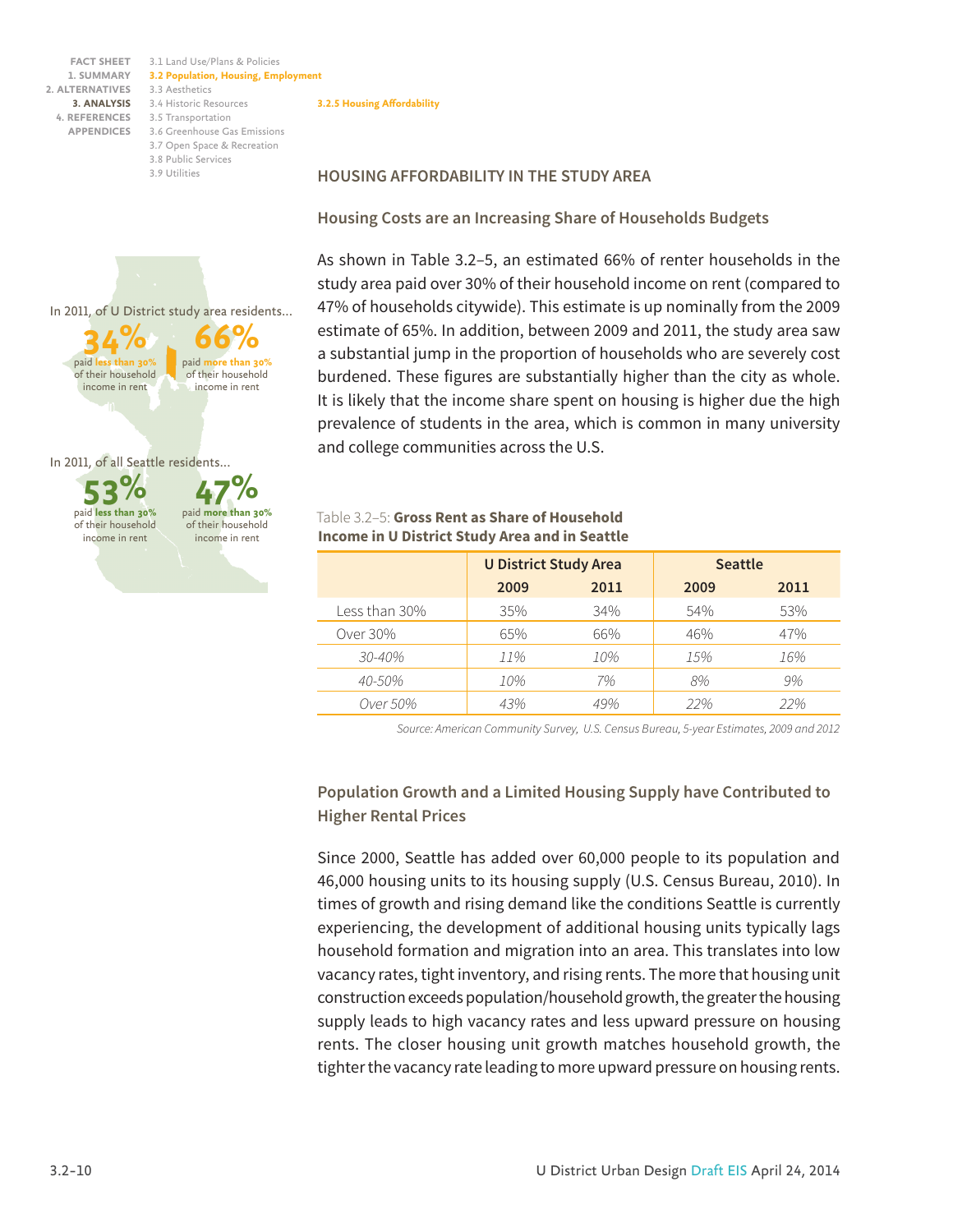3.2.5 Housing Affordability

## HOUSING AFFORDABILITY IN THE STUDY AREA

### Housing Costs are an Increasing Share of Households Budgets

In 2011, of U District study area residents...

**34%** paid **less than 30%** of their household income in rent

**66%** paid **more than 30%** of their household income in rent

In 2011, of all Seattle residents...

**53%** paid **less than 30%** of their household income in rent

**47%** paid **more than 30%** of their household income in rent

As shown in Table 3.2–5, an estimated 66% of renter households in the study area paid over 30% of their household income on rent (compared to 47% of households citywide). This estimate is up nominally from the 2009 estimate of 65%. In addition, between 2009 and 2011, the study area saw a substantial jump in the proportion of households who are severely cost burdened. These figures are substantially higher than the city as whole. It is likely that the income share spent on housing is higher due the high prevalence of students in the area, which is common in many university and college communities across the U.S.

Table 3.2–5: **Gross Rent as Share of Household Income in U District Study Area and in Seattle**

| | U District Study Area | | Seattle | |
|---|---|---|---|---|
| | 2009 | 2011 | 2009 | 2011 |
| Less than 30% | 35% | 34% | 54% | 53% |
| Over 30% | 65% | 66% | 46% | 47% |
| *30-40%* | *11%* | *10%* | *15%* | *16%* |
| *40-50%* | *10%* | *7%* | *8%* | *9%* |
| *Over 50%* | *43%* | *49%* | *22%* | *22%* |

*Source: American Community Survey, U.S. Census Bureau, 5-year Estimates, 2009 and 2012*

### Population Growth and a Limited Housing Supply have Contributed to Higher Rental Prices

Since 2000, Seattle has added over 60,000 people to its population and 46,000 housing units to its housing supply (U.S. Census Bureau, 2010). In times of growth and rising demand like the conditions Seattle is currently experiencing, the development of additional housing units typically lags household formation and migration into an area. This translates into low vacancy rates, tight inventory, and rising rents. The more that housing unit construction exceeds population/household growth, the greater the housing supply leads to high vacancy rates and less upward pressure on housing rents. The closer housing unit growth matches household growth, the tighter the vacancy rate leading to more upward pressure on housing rents.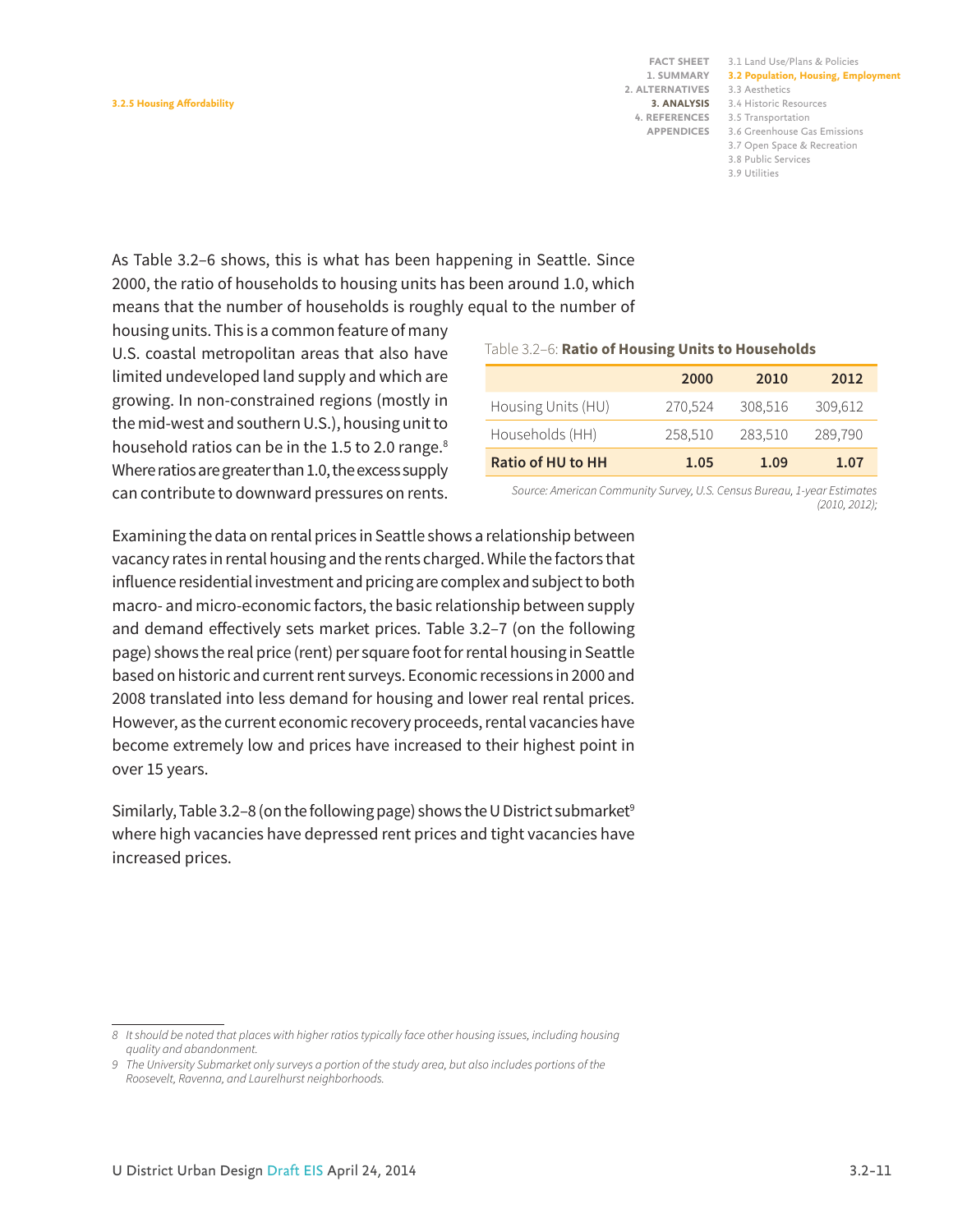As Table 3.2–6 shows, this is what has been happening in Seattle. Since 2000, the ratio of households to housing units has been around 1.0, which means that the number of households is roughly equal to the number of housing units. This is a common feature of many U.S. coastal metropolitan areas that also have limited undeveloped land supply and which are growing. In non-constrained regions (mostly in the mid-west and southern U.S.), housing unit to household ratios can be in the 1.5 to 2.0 range.[8] Where ratios are greater than 1.0, the excess supply can contribute to downward pressures on rents.

Table 3.2–6: **Ratio of Housing Units to Households**

| | 2000 | 2010 | 2012 |
|---|---|---|---|
| Housing Units (HU) | 270,524 | 308,516 | 309,612 |
| Households (HH) | 258,510 | 283,510 | 289,790 |
| **Ratio of HU to HH** | **1.05** | **1.09** | **1.07** |

*Source: American Community Survey, U.S. Census Bureau, 1-year Estimates (2010, 2012);*

Examining the data on rental prices in Seattle shows a relationship between vacancy rates in rental housing and the rents charged. While the factors that influence residential investment and pricing are complex and subject to both macro- and micro-economic factors, the basic relationship between supply and demand effectively sets market prices. Table 3.2–7 (on the following page) shows the real price (rent) per square foot for rental housing in Seattle based on historic and current rent surveys. Economic recessions in 2000 and 2008 translated into less demand for housing and lower real rental prices. However, as the current economic recovery proceeds, rental vacancies have become extremely low and prices have increased to their highest point in over 15 years.

Similarly, Table 3.2–8 (on the following page) shows the U District submarket[9] where high vacancies have depressed rent prices and tight vacancies have increased prices.

---

8 *It should be noted that places with higher ratios typically face other housing issues, including housing quality and abandonment.*

9 *The University Submarket only surveys a portion of the study area, but also includes portions of the Roosevelt, Ravenna, and Laurelhurst neighborhoods.*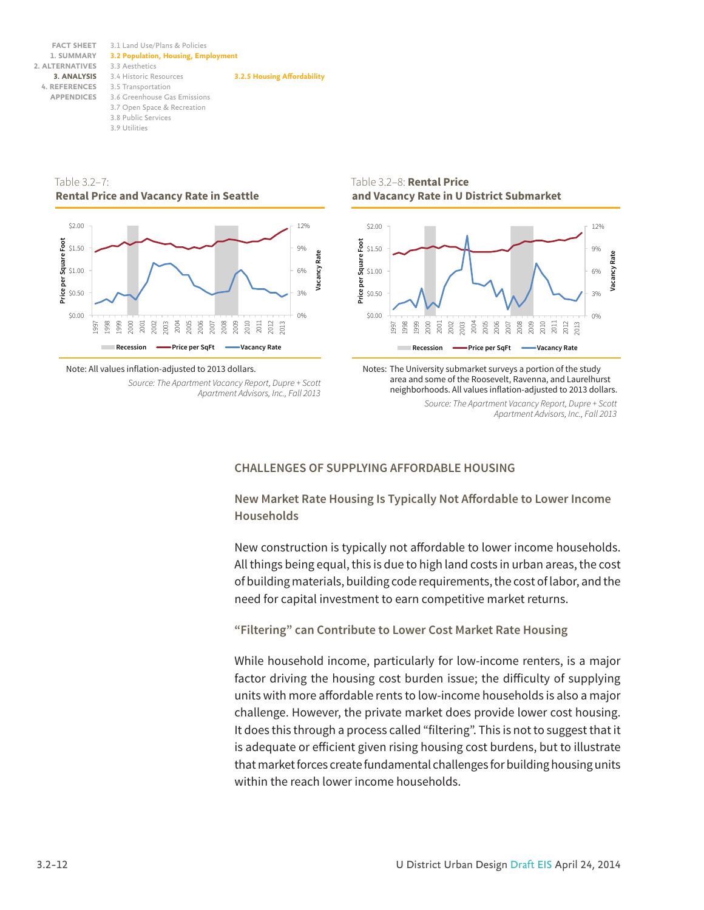Table 3.2–7: **Rental Price and Vacancy Rate in Seattle**

Note: All values inflation-adjusted to 2013 dollars.

*Source: The Apartment Vacancy Report, Dupre + Scott Apartment Advisors, Inc., Fall 2013*

Table 3.2–8: **Rental Price and Vacancy Rate in U District Submarket**

Notes: The University submarket surveys a portion of the study area and some of the Roosevelt, Ravenna, and Laurelhurst neighborhoods. All values inflation-adjusted to 2013 dollars.

*Source: The Apartment Vacancy Report, Dupre + Scott Apartment Advisors, Inc., Fall 2013*

## CHALLENGES OF SUPPLYING AFFORDABLE HOUSING

### New Market Rate Housing Is Typically Not Affordable to Lower Income Households

New construction is typically not affordable to lower income households. All things being equal, this is due to high land costs in urban areas, the cost of building materials, building code requirements, the cost of labor, and the need for capital investment to earn competitive market returns.

### "Filtering" can Contribute to Lower Cost Market Rate Housing

While household income, particularly for low-income renters, is a major factor driving the housing cost burden issue; the difficulty of supplying units with more affordable rents to low-income households is also a major challenge. However, the private market does provide lower cost housing. It does this through a process called "filtering". This is not to suggest that it is adequate or efficient given rising housing cost burdens, but to illustrate that market forces create fundamental challenges for building housing units within the reach lower income households.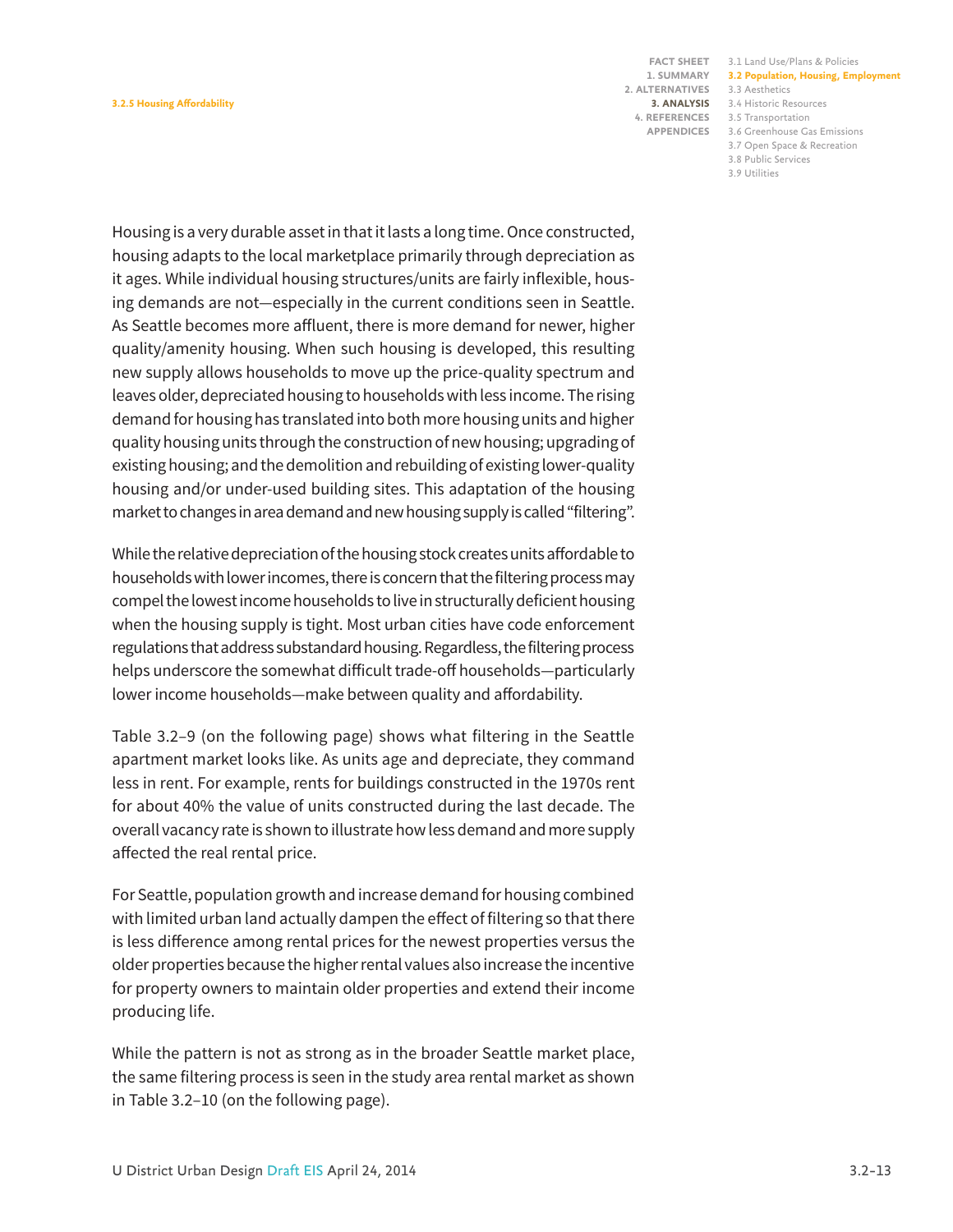Housing is a very durable asset in that it lasts a long time. Once constructed, housing adapts to the local marketplace primarily through depreciation as it ages. While individual housing structures/units are fairly inflexible, housing demands are not—especially in the current conditions seen in Seattle. As Seattle becomes more affluent, there is more demand for newer, higher quality/amenity housing. When such housing is developed, this resulting new supply allows households to move up the price-quality spectrum and leaves older, depreciated housing to households with less income. The rising demand for housing has translated into both more housing units and higher quality housing units through the construction of new housing; upgrading of existing housing; and the demolition and rebuilding of existing lower-quality housing and/or under-used building sites. This adaptation of the housing market to changes in area demand and new housing supply is called "filtering".

While the relative depreciation of the housing stock creates units affordable to households with lower incomes, there is concern that the filtering process may compel the lowest income households to live in structurally deficient housing when the housing supply is tight. Most urban cities have code enforcement regulations that address substandard housing. Regardless, the filtering process helps underscore the somewhat difficult trade-off households—particularly lower income households—make between quality and affordability.

Table 3.2–9 (on the following page) shows what filtering in the Seattle apartment market looks like. As units age and depreciate, they command less in rent. For example, rents for buildings constructed in the 1970s rent for about 40% the value of units constructed during the last decade. The overall vacancy rate is shown to illustrate how less demand and more supply affected the real rental price.

For Seattle, population growth and increase demand for housing combined with limited urban land actually dampen the effect of filtering so that there is less difference among rental prices for the newest properties versus the older properties because the higher rental values also increase the incentive for property owners to maintain older properties and extend their income producing life.

While the pattern is not as strong as in the broader Seattle market place, the same filtering process is seen in the study area rental market as shown in Table 3.2–10 (on the following page).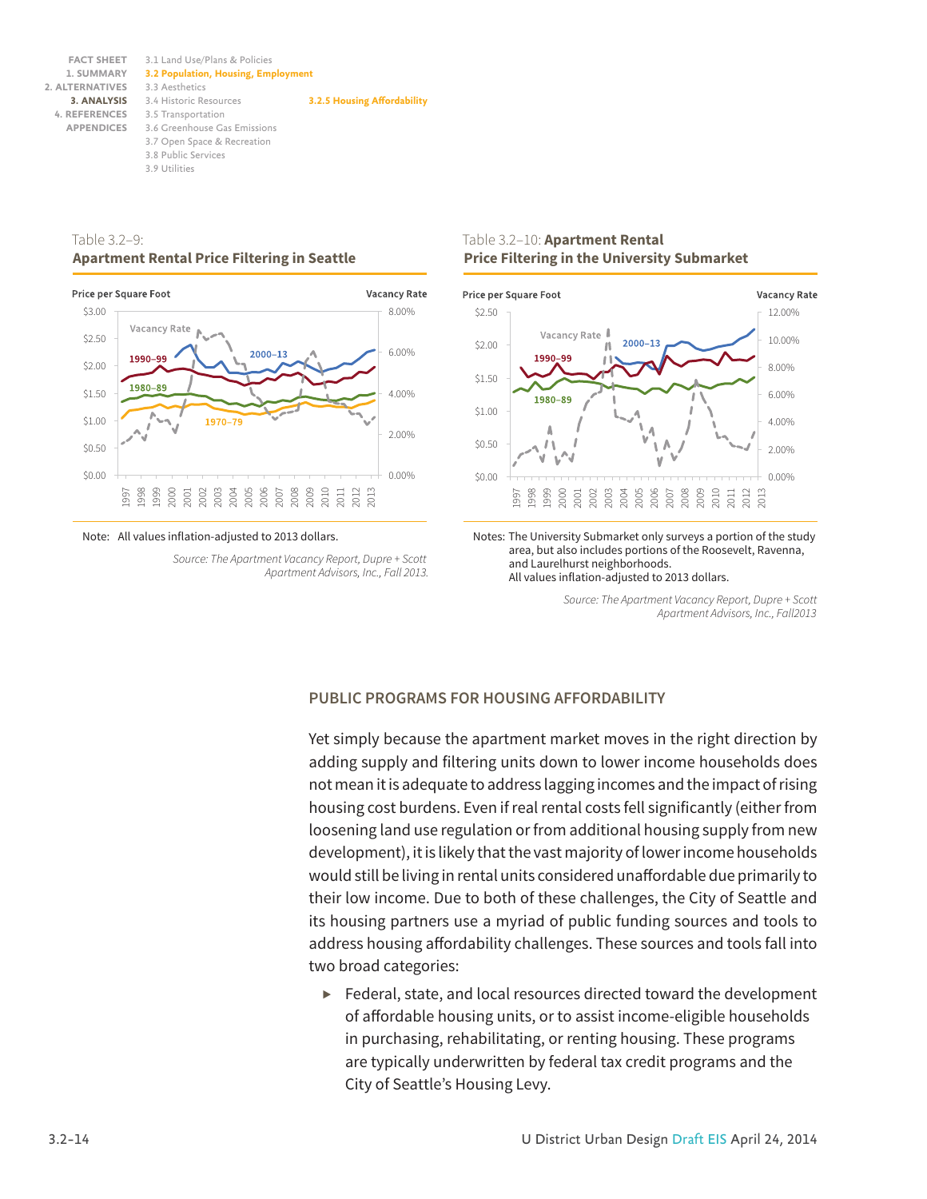Table 3.2–9:
**Apartment Rental Price Filtering in Seattle**

Price per Square Foot — Vacancy Rate

Vacancy Rate; 1990–99; 1980–89; 1970–79; 2000–13

Note: All values inflation-adjusted to 2013 dollars.

*Source: The Apartment Vacancy Report, Dupre + Scott Apartment Advisors, Inc., Fall 2013.*

Table 3.2–10: **Apartment Rental Price Filtering in the University Submarket**

Price per Square Foot — Vacancy Rate

Vacancy Rate; 2000–13; 1990–99; 1980–89

Notes: The University Submarket only surveys a portion of the study area, but also includes portions of the Roosevelt, Ravenna, and Laurelhurst neighborhoods.
All values inflation-adjusted to 2013 dollars.

*Source: The Apartment Vacancy Report, Dupre + Scott Apartment Advisors, Inc., Fall2013*

## PUBLIC PROGRAMS FOR HOUSING AFFORDABILITY

Yet simply because the apartment market moves in the right direction by adding supply and filtering units down to lower income households does not mean it is adequate to address lagging incomes and the impact of rising housing cost burdens. Even if real rental costs fell significantly (either from loosening land use regulation or from additional housing supply from new development), it is likely that the vast majority of lower income households would still be living in rental units considered unaffordable due primarily to their low income. Due to both of these challenges, the City of Seattle and its housing partners use a myriad of public funding sources and tools to address housing affordability challenges. These sources and tools fall into two broad categories:

- Federal, state, and local resources directed toward the development of affordable housing units, or to assist income-eligible households in purchasing, rehabilitating, or renting housing. These programs are typically underwritten by federal tax credit programs and the City of Seattle's Housing Levy.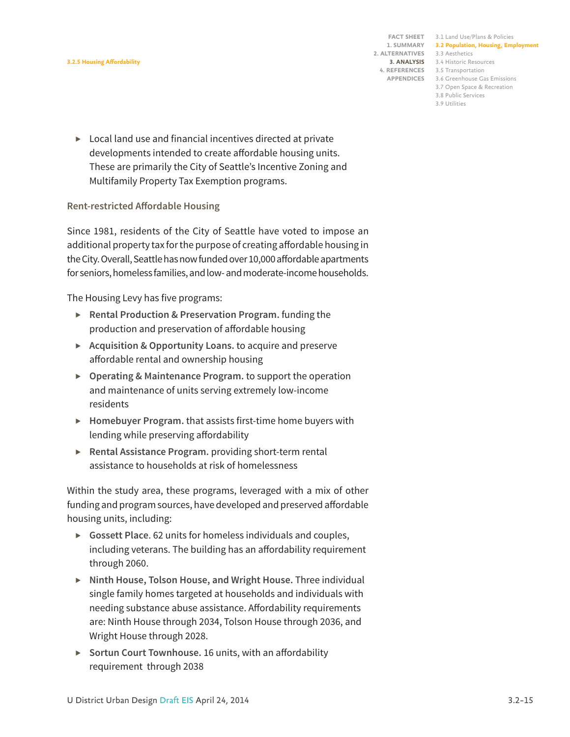- Local land use and financial incentives directed at private developments intended to create affordable housing units. These are primarily the City of Seattle's Incentive Zoning and Multifamily Property Tax Exemption programs.

#### Rent-restricted Affordable Housing

Since 1981, residents of the City of Seattle have voted to impose an additional property tax for the purpose of creating affordable housing in the City. Overall, Seattle has now funded over 10,000 affordable apartments for seniors, homeless families, and low- and moderate-income households.

The Housing Levy has five programs:

- **Rental Production & Preservation Program.** funding the production and preservation of affordable housing
- **Acquisition & Opportunity Loans.** to acquire and preserve affordable rental and ownership housing
- **Operating & Maintenance Program.** to support the operation and maintenance of units serving extremely low-income residents
- **Homebuyer Program.** that assists first-time home buyers with lending while preserving affordability
- **Rental Assistance Program.** providing short-term rental assistance to households at risk of homelessness

Within the study area, these programs, leveraged with a mix of other funding and program sources, have developed and preserved affordable housing units, including:

- **Gossett Place**. 62 units for homeless individuals and couples, including veterans. The building has an affordability requirement through 2060.
- **Ninth House, Tolson House, and Wright House.** Three individual single family homes targeted at households and individuals with needing substance abuse assistance. Affordability requirements are: Ninth House through 2034, Tolson House through 2036, and Wright House through 2028.
- **Sortun Court Townhouse.** 16 units, with an affordability requirement through 2038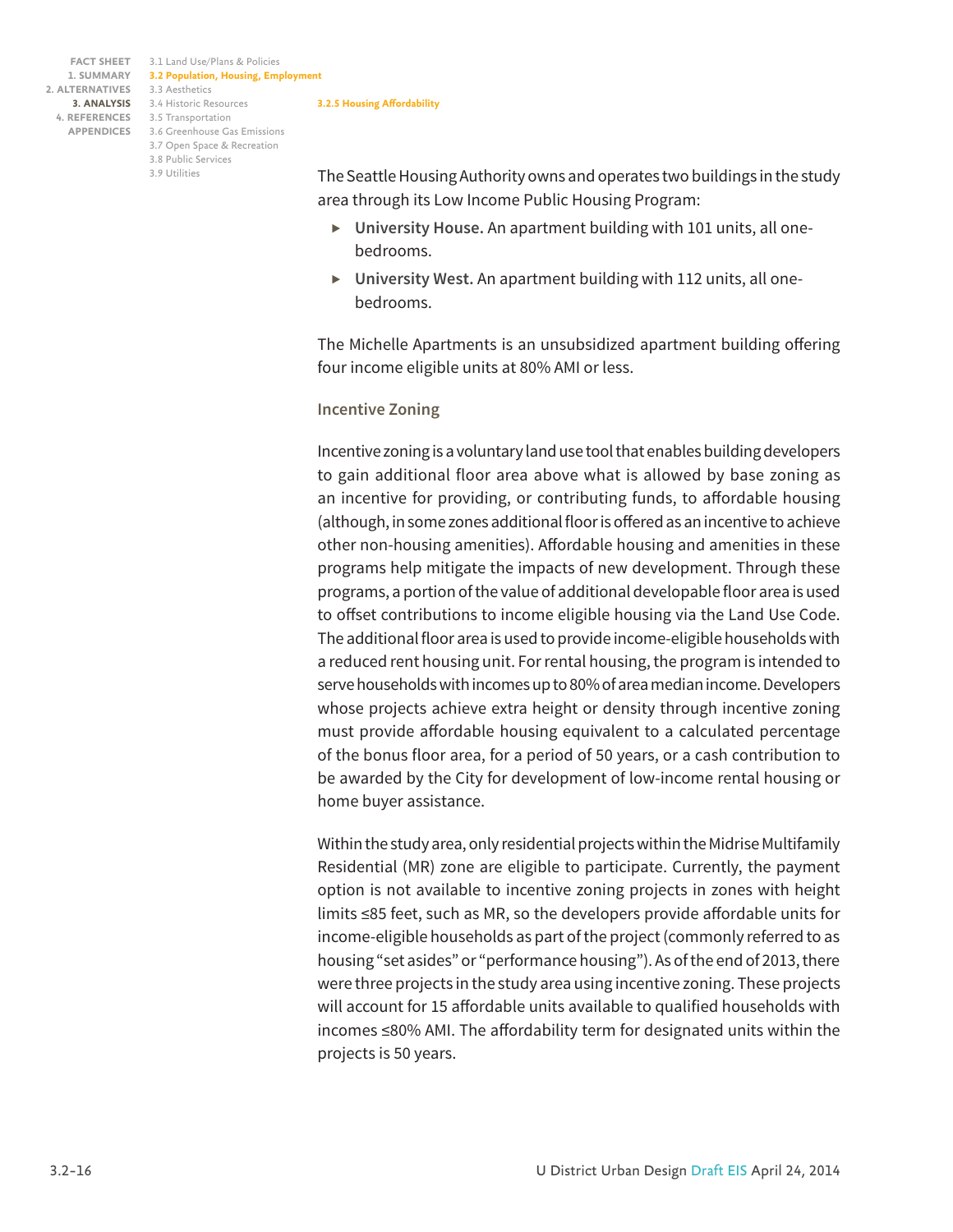The Seattle Housing Authority owns and operates two buildings in the study area through its Low Income Public Housing Program:

- **University House.** An apartment building with 101 units, all one-bedrooms.
- **University West.** An apartment building with 112 units, all one-bedrooms.

The Michelle Apartments is an unsubsidized apartment building offering four income eligible units at 80% AMI or less.

### Incentive Zoning

Incentive zoning is a voluntary land use tool that enables building developers to gain additional floor area above what is allowed by base zoning as an incentive for providing, or contributing funds, to affordable housing (although, in some zones additional floor is offered as an incentive to achieve other non-housing amenities). Affordable housing and amenities in these programs help mitigate the impacts of new development. Through these programs, a portion of the value of additional developable floor area is used to offset contributions to income eligible housing via the Land Use Code. The additional floor area is used to provide income-eligible households with a reduced rent housing unit. For rental housing, the program is intended to serve households with incomes up to 80% of area median income. Developers whose projects achieve extra height or density through incentive zoning must provide affordable housing equivalent to a calculated percentage of the bonus floor area, for a period of 50 years, or a cash contribution to be awarded by the City for development of low-income rental housing or home buyer assistance.

Within the study area, only residential projects within the Midrise Multifamily Residential (MR) zone are eligible to participate. Currently, the payment option is not available to incentive zoning projects in zones with height limits ≤85 feet, such as MR, so the developers provide affordable units for income-eligible households as part of the project (commonly referred to as housing "set asides" or "performance housing"). As of the end of 2013, there were three projects in the study area using incentive zoning. These projects will account for 15 affordable units available to qualified households with incomes ≤80% AMI. The affordability term for designated units within the projects is 50 years.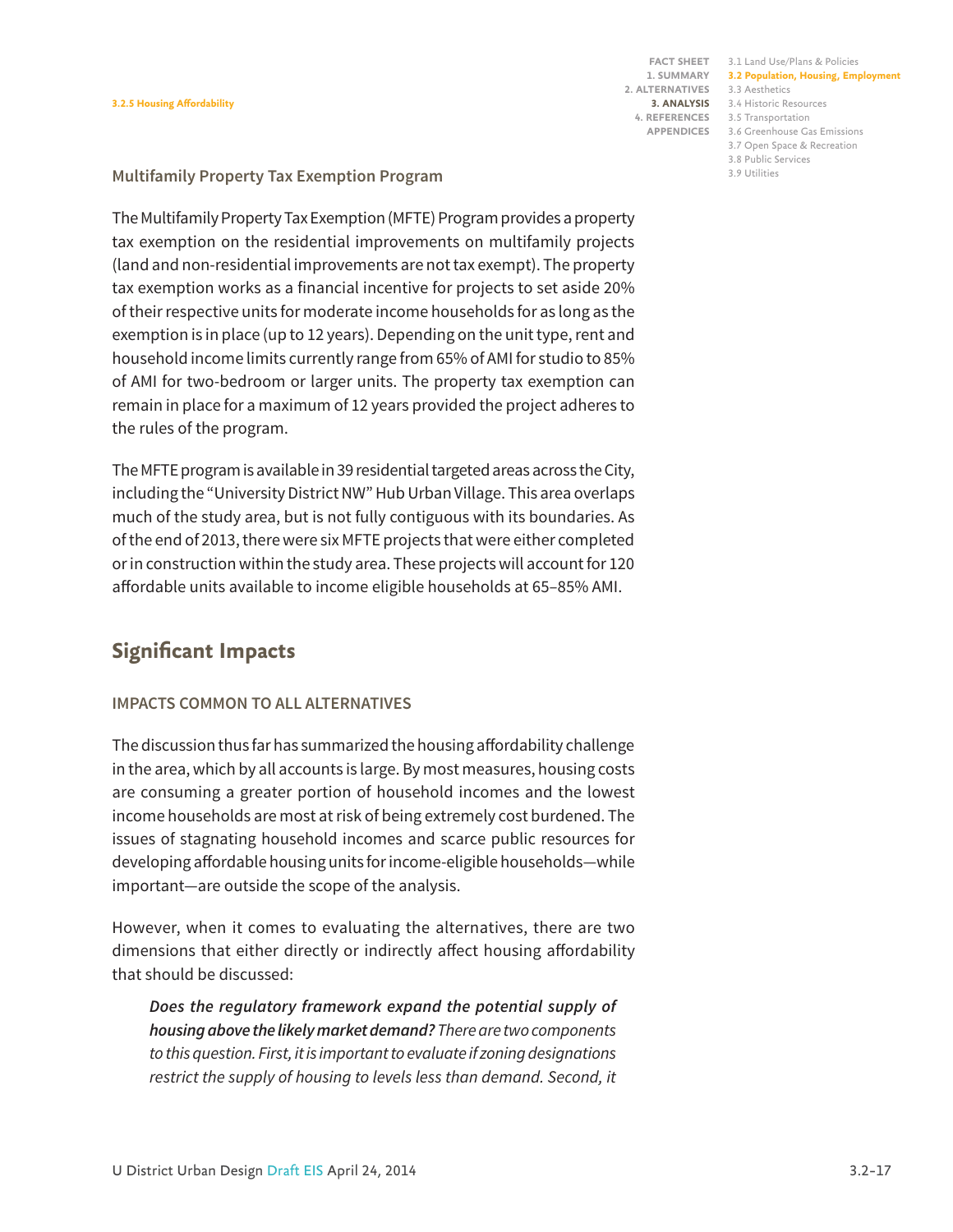### Multifamily Property Tax Exemption Program

The Multifamily Property Tax Exemption (MFTE) Program provides a property tax exemption on the residential improvements on multifamily projects (land and non-residential improvements are not tax exempt). The property tax exemption works as a financial incentive for projects to set aside 20% of their respective units for moderate income households for as long as the exemption is in place (up to 12 years). Depending on the unit type, rent and household income limits currently range from 65% of AMI for studio to 85% of AMI for two-bedroom or larger units. The property tax exemption can remain in place for a maximum of 12 years provided the project adheres to the rules of the program.

The MFTE program is available in 39 residential targeted areas across the City, including the "University District NW" Hub Urban Village. This area overlaps much of the study area, but is not fully contiguous with its boundaries. As of the end of 2013, there were six MFTE projects that were either completed or in construction within the study area. These projects will account for 120 affordable units available to income eligible households at 65–85% AMI.

## Significant Impacts

### IMPACTS COMMON TO ALL ALTERNATIVES

The discussion thus far has summarized the housing affordability challenge in the area, which by all accounts is large. By most measures, housing costs are consuming a greater portion of household incomes and the lowest income households are most at risk of being extremely cost burdened. The issues of stagnating household incomes and scarce public resources for developing affordable housing units for income-eligible households—while important—are outside the scope of the analysis.

However, when it comes to evaluating the alternatives, there are two dimensions that either directly or indirectly affect housing affordability that should be discussed:

> ***Does the regulatory framework expand the potential supply of housing above the likely market demand?*** *There are two components to this question. First, it is important to evaluate if zoning designations restrict the supply of housing to levels less than demand. Second, it*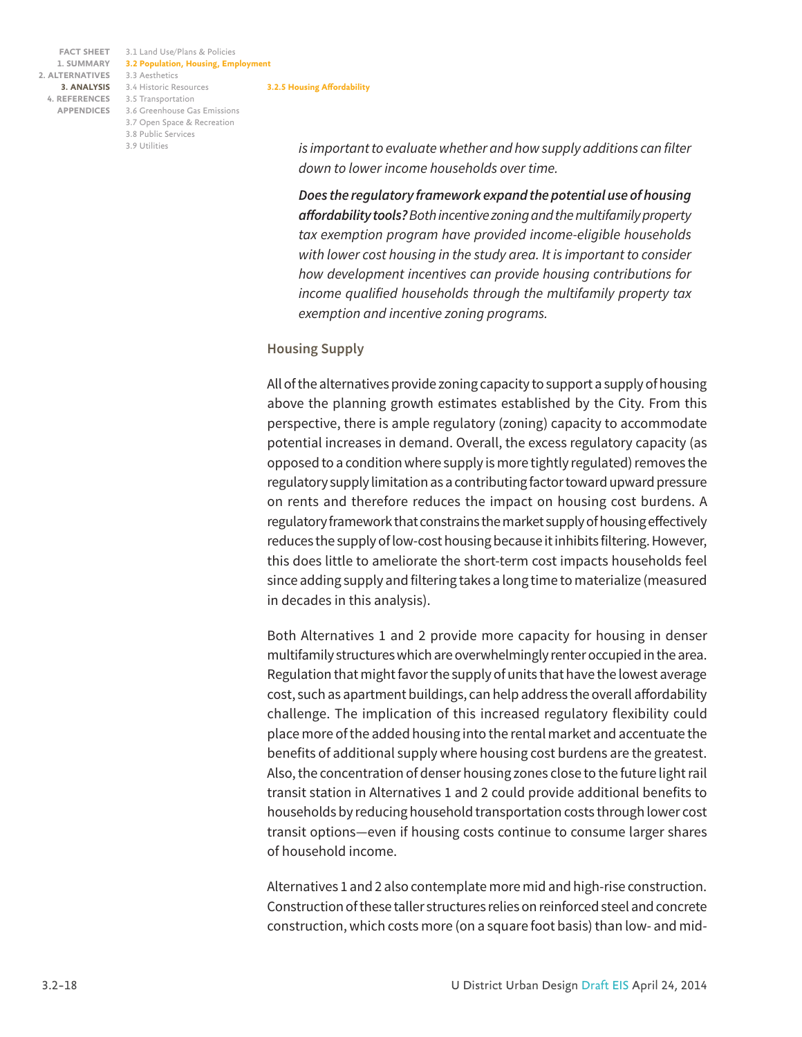*is important to evaluate whether and how supply additions can filter down to lower income households over time.*

***Does the regulatory framework expand the potential use of housing affordability tools?*** *Both incentive zoning and the multifamily property tax exemption program have provided income-eligible households with lower cost housing in the study area. It is important to consider how development incentives can provide housing contributions for income qualified households through the multifamily property tax exemption and incentive zoning programs.*

### Housing Supply

All of the alternatives provide zoning capacity to support a supply of housing above the planning growth estimates established by the City. From this perspective, there is ample regulatory (zoning) capacity to accommodate potential increases in demand. Overall, the excess regulatory capacity (as opposed to a condition where supply is more tightly regulated) removes the regulatory supply limitation as a contributing factor toward upward pressure on rents and therefore reduces the impact on housing cost burdens. A regulatory framework that constrains the market supply of housing effectively reduces the supply of low-cost housing because it inhibits filtering. However, this does little to ameliorate the short-term cost impacts households feel since adding supply and filtering takes a long time to materialize (measured in decades in this analysis).

Both Alternatives 1 and 2 provide more capacity for housing in denser multifamily structures which are overwhelmingly renter occupied in the area. Regulation that might favor the supply of units that have the lowest average cost, such as apartment buildings, can help address the overall affordability challenge. The implication of this increased regulatory flexibility could place more of the added housing into the rental market and accentuate the benefits of additional supply where housing cost burdens are the greatest. Also, the concentration of denser housing zones close to the future light rail transit station in Alternatives 1 and 2 could provide additional benefits to households by reducing household transportation costs through lower cost transit options—even if housing costs continue to consume larger shares of household income.

Alternatives 1 and 2 also contemplate more mid and high-rise construction. Construction of these taller structures relies on reinforced steel and concrete construction, which costs more (on a square foot basis) than low- and mid-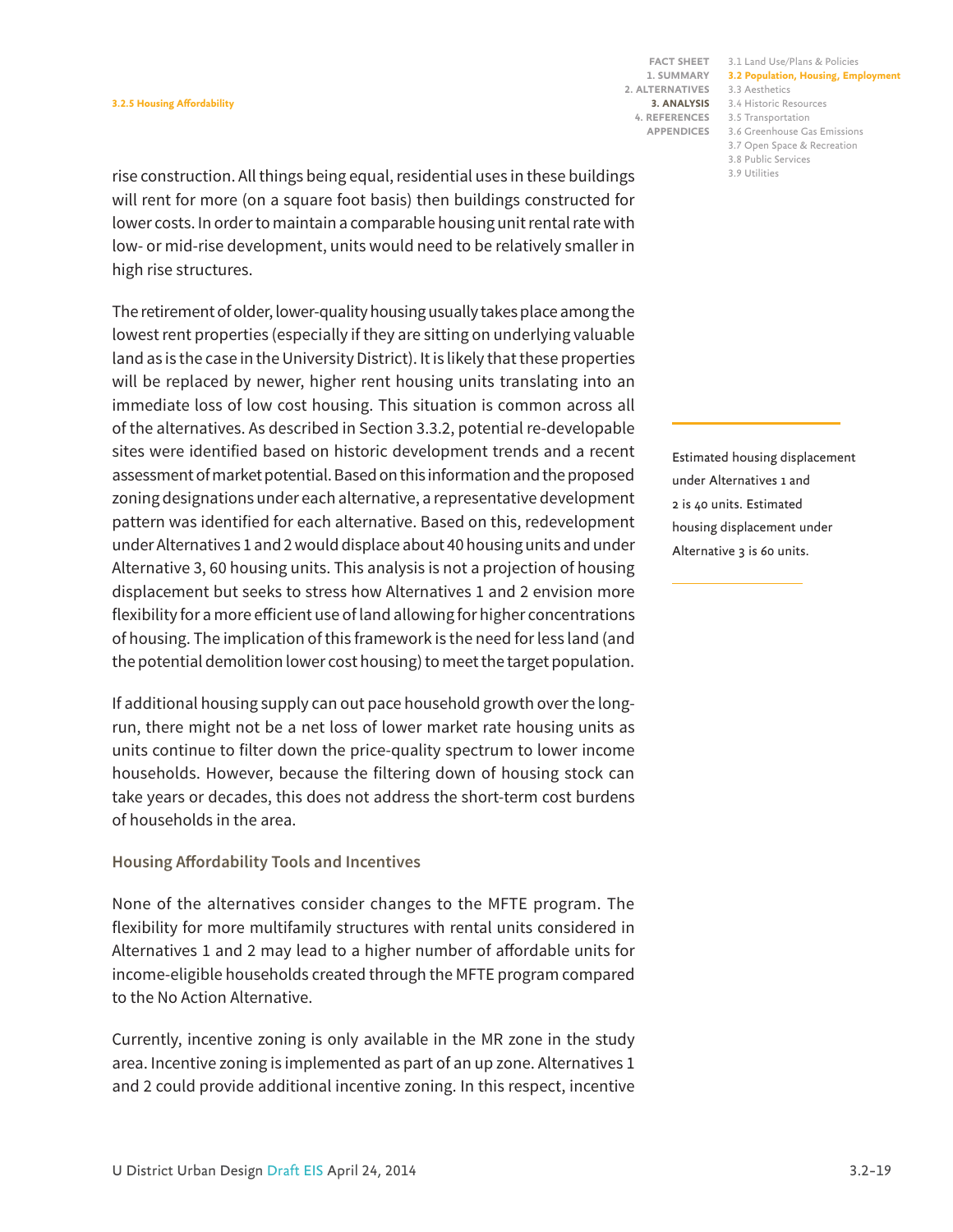rise construction. All things being equal, residential uses in these buildings will rent for more (on a square foot basis) then buildings constructed for lower costs. In order to maintain a comparable housing unit rental rate with low- or mid-rise development, units would need to be relatively smaller in high rise structures.

The retirement of older, lower-quality housing usually takes place among the lowest rent properties (especially if they are sitting on underlying valuable land as is the case in the University District). It is likely that these properties will be replaced by newer, higher rent housing units translating into an immediate loss of low cost housing. This situation is common across all of the alternatives. As described in Section 3.3.2, potential re-developable sites were identified based on historic development trends and a recent assessment of market potential. Based on this information and the proposed zoning designations under each alternative, a representative development pattern was identified for each alternative. Based on this, redevelopment under Alternatives 1 and 2 would displace about 40 housing units and under Alternative 3, 60 housing units. This analysis is not a projection of housing displacement but seeks to stress how Alternatives 1 and 2 envision more flexibility for a more efficient use of land allowing for higher concentrations of housing. The implication of this framework is the need for less land (and the potential demolition lower cost housing) to meet the target population.

Estimated housing displacement under Alternatives 1 and 2 is 40 units. Estimated housing displacement under Alternative 3 is 60 units.

If additional housing supply can out pace household growth over the long-run, there might not be a net loss of lower market rate housing units as units continue to filter down the price-quality spectrum to lower income households. However, because the filtering down of housing stock can take years or decades, this does not address the short-term cost burdens of households in the area.

### Housing Affordability Tools and Incentives

None of the alternatives consider changes to the MFTE program. The flexibility for more multifamily structures with rental units considered in Alternatives 1 and 2 may lead to a higher number of affordable units for income-eligible households created through the MFTE program compared to the No Action Alternative.

Currently, incentive zoning is only available in the MR zone in the study area. Incentive zoning is implemented as part of an up zone. Alternatives 1 and 2 could provide additional incentive zoning. In this respect, incentive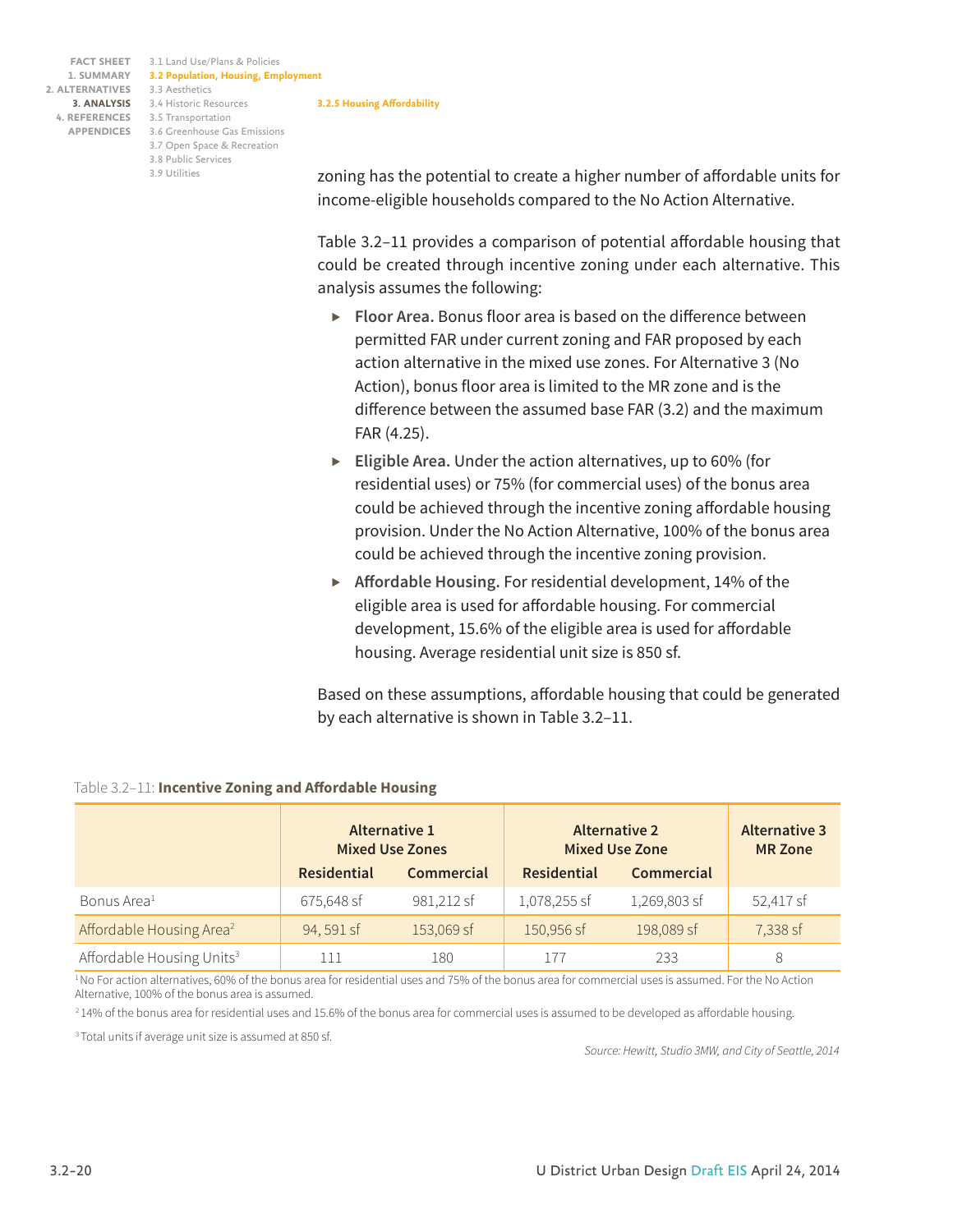zoning has the potential to create a higher number of affordable units for income-eligible households compared to the No Action Alternative.

Table 3.2–11 provides a comparison of potential affordable housing that could be created through incentive zoning under each alternative. This analysis assumes the following:

- **Floor Area.** Bonus floor area is based on the difference between permitted FAR under current zoning and FAR proposed by each action alternative in the mixed use zones. For Alternative 3 (No Action), bonus floor area is limited to the MR zone and is the difference between the assumed base FAR (3.2) and the maximum FAR (4.25).
- **Eligible Area.** Under the action alternatives, up to 60% (for residential uses) or 75% (for commercial uses) of the bonus area could be achieved through the incentive zoning affordable housing provision. Under the No Action Alternative, 100% of the bonus area could be achieved through the incentive zoning provision.
- **Affordable Housing.** For residential development, 14% of the eligible area is used for affordable housing. For commercial development, 15.6% of the eligible area is used for affordable housing. Average residential unit size is 850 sf.

Based on these assumptions, affordable housing that could be generated by each alternative is shown in Table 3.2–11.

Table 3.2–11: **Incentive Zoning and Affordable Housing**

| | Alternative 1 Mixed Use Zones | | Alternative 2 Mixed Use Zone | | Alternative 3 MR Zone |
|---|---|---|---|---|---|
| | Residential | Commercial | Residential | Commercial | |
| Bonus Area[1] | 675,648 sf | 981,212 sf | 1,078,255 sf | 1,269,803 sf | 52,417 sf |
| Affordable Housing Area[2] | 94, 591 sf | 153,069 sf | 150,956 sf | 198,089 sf | 7,338 sf |
| Affordable Housing Units[3] | 111 | 180 | 177 | 233 | 8 |

[1] No For action alternatives, 60% of the bonus area for residential uses and 75% of the bonus area for commercial uses is assumed. For the No Action Alternative, 100% of the bonus area is assumed.

[2] 14% of the bonus area for residential uses and 15.6% of the bonus area for commercial uses is assumed to be developed as affordable housing.

[3] Total units if average unit size is assumed at 850 sf.

*Source: Hewitt, Studio 3MW, and City of Seattle, 2014*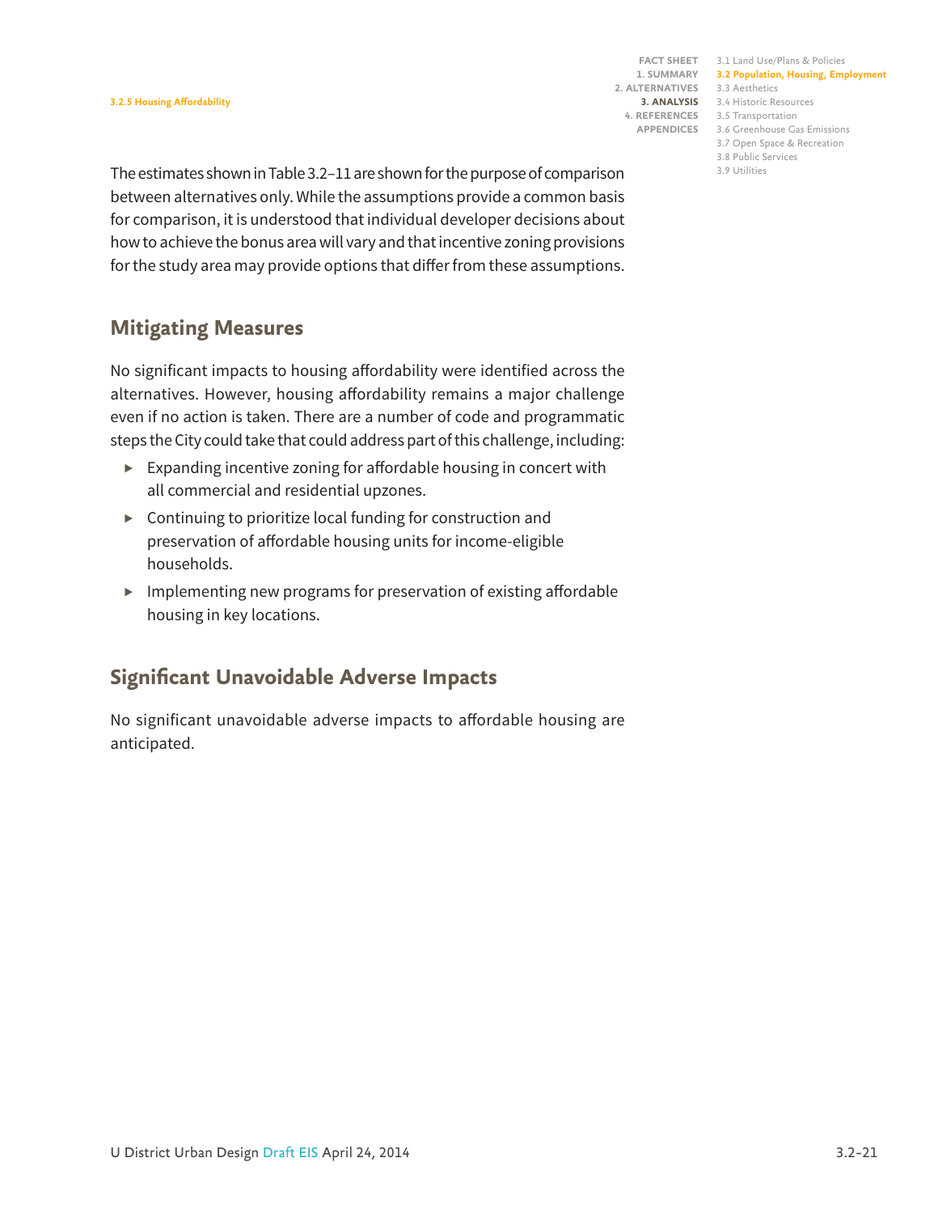The estimates shown in Table 3.2–11 are shown for the purpose of comparison between alternatives only. While the assumptions provide a common basis for comparison, it is understood that individual developer decisions about how to achieve the bonus area will vary and that incentive zoning provisions for the study area may provide options that differ from these assumptions.

## Mitigating Measures

No significant impacts to housing affordability were identified across the alternatives. However, housing affordability remains a major challenge even if no action is taken. There are a number of code and programmatic steps the City could take that could address part of this challenge, including:

- Expanding incentive zoning for affordable housing in concert with all commercial and residential upzones.
- Continuing to prioritize local funding for construction and preservation of affordable housing units for income-eligible households.
- Implementing new programs for preservation of existing affordable housing in key locations.

## Significant Unavoidable Adverse Impacts

No significant unavoidable adverse impacts to affordable housing are anticipated.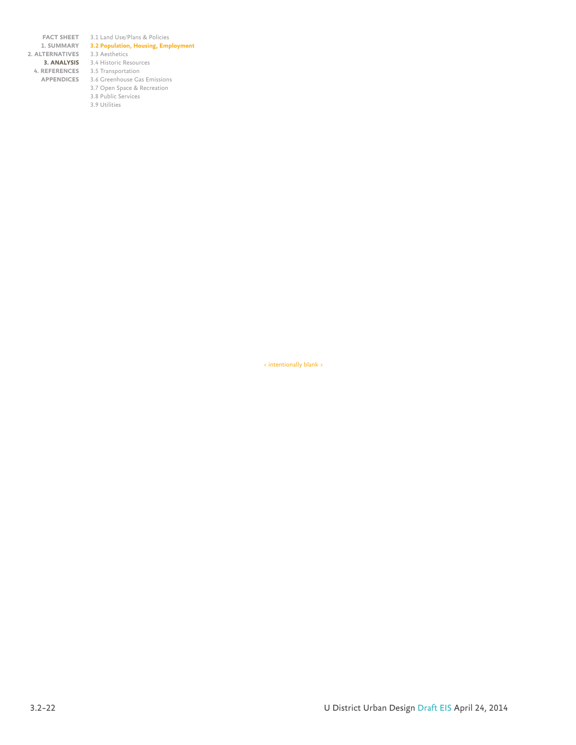‹ intentionally blank ›